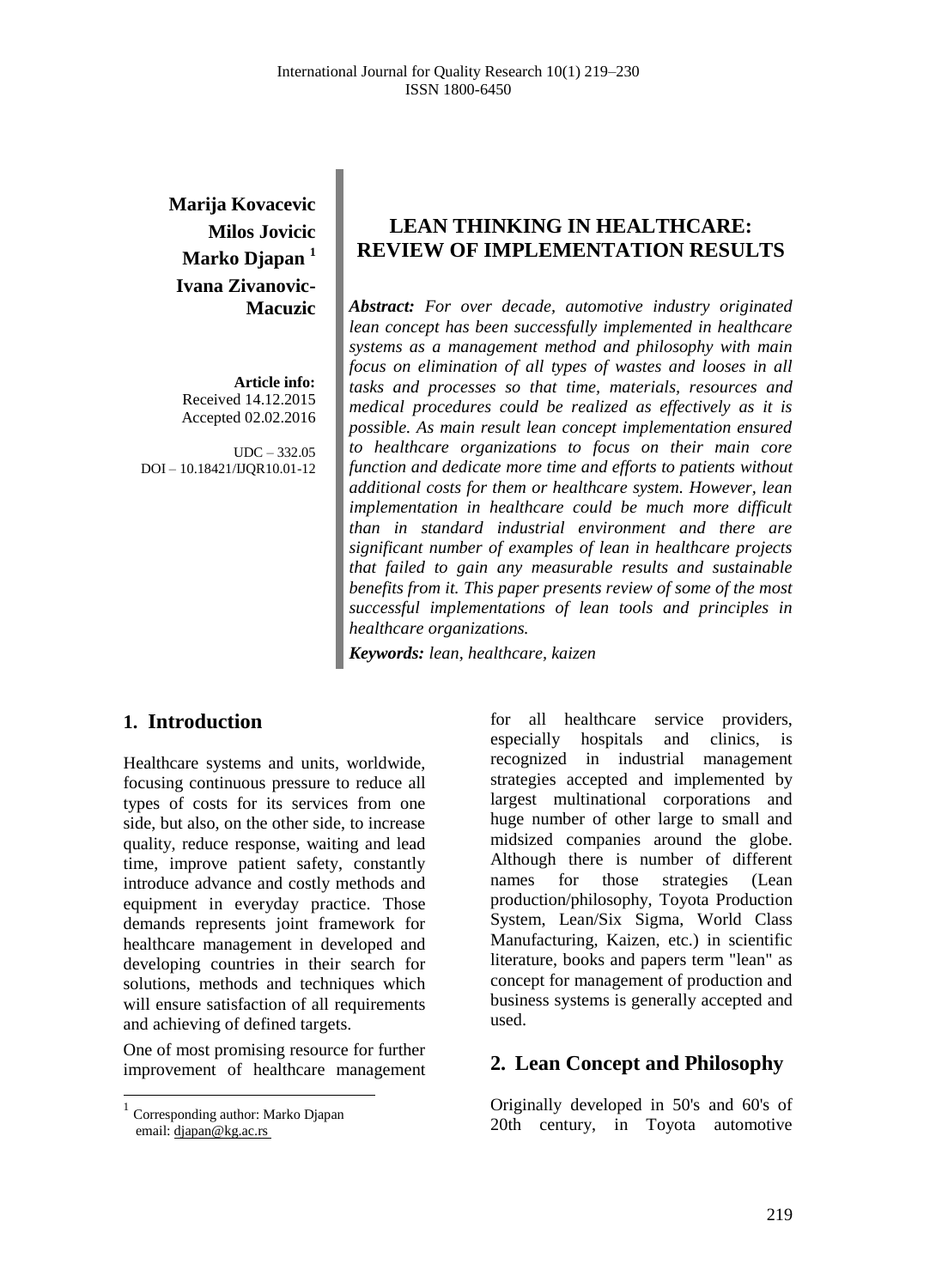**Marija Kovacevic**
**Milos Jovicic**
**Marko Djapan** [1]
**Ivana Zivanovic-Macuzic**

**Article info:**
Received 14.12.2015
Accepted 02.02.2016

UDC – 332.05
DOI – 10.18421/IJQR10.01-12

# LEAN THINKING IN HEALTHCARE: REVIEW OF IMPLEMENTATION RESULTS

***Abstract:*** *For over decade, automotive industry originated lean concept has been successfully implemented in healthcare systems as a management method and philosophy with main focus on elimination of all types of wastes and looses in all tasks and processes so that time, materials, resources and medical procedures could be realized as effectively as it is possible. As main result lean concept implementation ensured to healthcare organizations to focus on their main core function and dedicate more time and efforts to patients without additional costs for them or healthcare system. However, lean implementation in healthcare could be much more difficult than in standard industrial environment and there are significant number of examples of lean in healthcare projects that failed to gain any measurable results and sustainable benefits from it. This paper presents review of some of the most successful implementations of lean tools and principles in healthcare organizations.*

***Keywords:*** *lean, healthcare, kaizen*

## 1. Introduction

Healthcare systems and units, worldwide, focusing continuous pressure to reduce all types of costs for its services from one side, but also, on the other side, to increase quality, reduce response, waiting and lead time, improve patient safety, constantly introduce advance and costly methods and equipment in everyday practice. Those demands represents joint framework for healthcare management in developed and developing countries in their search for solutions, methods and techniques which will ensure satisfaction of all requirements and achieving of defined targets.

One of most promising resource for further improvement of healthcare management for all healthcare service providers, especially hospitals and clinics, is recognized in industrial management strategies accepted and implemented by largest multinational corporations and huge number of other large to small and midsized companies around the globe. Although there is number of different names for those strategies (Lean production/philosophy, Toyota Production System, Lean/Six Sigma, World Class Manufacturing, Kaizen, etc.) in scientific literature, books and papers term "lean" as concept for management of production and business systems is generally accepted and used.

## 2. Lean Concept and Philosophy

Originally developed in 50's and 60's of 20th century, in Toyota automotive

[1] Corresponding author: Marko Djapan
email: djapan@kg.ac.rs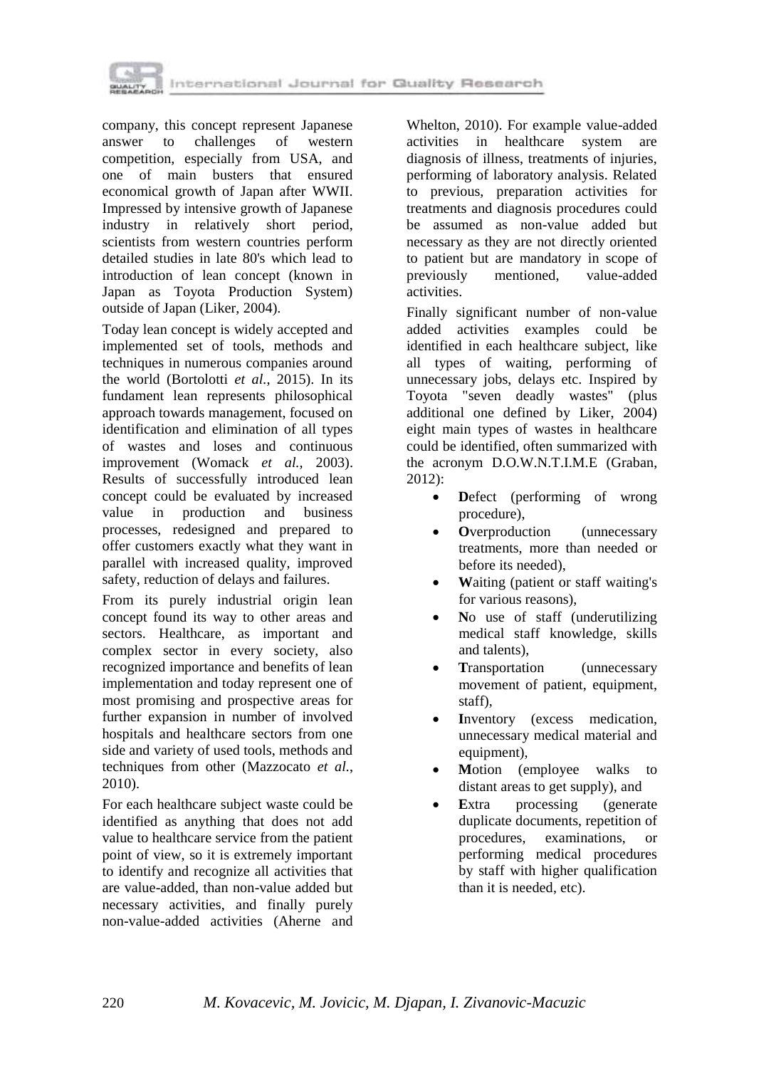company, this concept represent Japanese answer to challenges of western competition, especially from USA, and one of main busters that ensured economical growth of Japan after WWII. Impressed by intensive growth of Japanese industry in relatively short period, scientists from western countries perform detailed studies in late 80's which lead to introduction of lean concept (known in Japan as Toyota Production System) outside of Japan (Liker, 2004).

Today lean concept is widely accepted and implemented set of tools, methods and techniques in numerous companies around the world (Bortolotti *et al.*, 2015). In its fundament lean represents philosophical approach towards management, focused on identification and elimination of all types of wastes and loses and continuous improvement (Womack *et al.*, 2003). Results of successfully introduced lean concept could be evaluated by increased value in production and business processes, redesigned and prepared to offer customers exactly what they want in parallel with increased quality, improved safety, reduction of delays and failures.

From its purely industrial origin lean concept found its way to other areas and sectors. Healthcare, as important and complex sector in every society, also recognized importance and benefits of lean implementation and today represent one of most promising and prospective areas for further expansion in number of involved hospitals and healthcare sectors from one side and variety of used tools, methods and techniques from other (Mazzocato *et al.*, 2010).

For each healthcare subject waste could be identified as anything that does not add value to healthcare service from the patient point of view, so it is extremely important to identify and recognize all activities that are value-added, than non-value added but necessary activities, and finally purely non-value-added activities (Aherne and Whelton, 2010). For example value-added activities in healthcare system are diagnosis of illness, treatments of injuries, performing of laboratory analysis. Related to previous, preparation activities for treatments and diagnosis procedures could be assumed as non-value added but necessary as they are not directly oriented to patient but are mandatory in scope of previously mentioned, value-added activities.

Finally significant number of non-value added activities examples could be identified in each healthcare subject, like all types of waiting, performing of unnecessary jobs, delays etc. Inspired by Toyota "seven deadly wastes" (plus additional one defined by Liker, 2004) eight main types of wastes in healthcare could be identified, often summarized with the acronym D.O.W.N.T.I.M.E (Graban, 2012):

- **D**efect (performing of wrong procedure),
- **O**verproduction (unnecessary treatments, more than needed or before its needed),
- **W**aiting (patient or staff waiting's for various reasons),
- **N**o use of staff (underutilizing medical staff knowledge, skills and talents),
- **T**ransportation (unnecessary movement of patient, equipment, staff),
- **I**nventory (excess medication, unnecessary medical material and equipment),
- **M**otion (employee walks to distant areas to get supply), and
- **E**xtra processing (generate duplicate documents, repetition of procedures, examinations, or performing medical procedures by staff with higher qualification than it is needed, etc).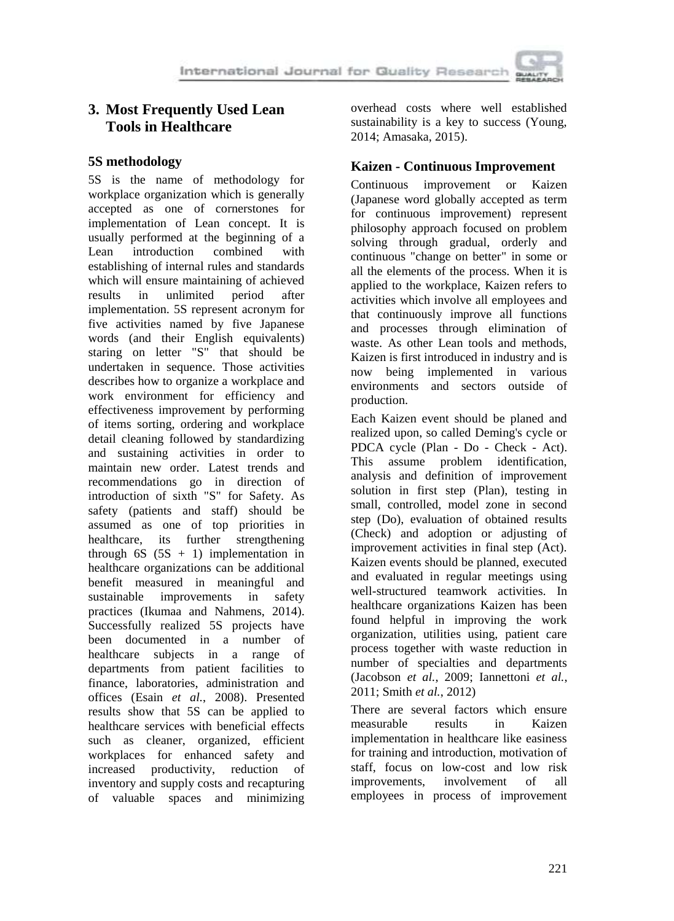## 3. Most Frequently Used Lean Tools in Healthcare

### 5S methodology

5S is the name of methodology for workplace organization which is generally accepted as one of cornerstones for implementation of Lean concept. It is usually performed at the beginning of a Lean introduction combined with establishing of internal rules and standards which will ensure maintaining of achieved results in unlimited period after implementation. 5S represent acronym for five activities named by five Japanese words (and their English equivalents) staring on letter "S" that should be undertaken in sequence. Those activities describes how to organize a workplace and work environment for efficiency and effectiveness improvement by performing of items sorting, ordering and workplace detail cleaning followed by standardizing and sustaining activities in order to maintain new order. Latest trends and recommendations go in direction of introduction of sixth "S" for Safety. As safety (patients and staff) should be assumed as one of top priorities in healthcare, its further strengthening through 6S (5S + 1) implementation in healthcare organizations can be additional benefit measured in meaningful and sustainable improvements in safety practices (Ikumaa and Nahmens, 2014). Successfully realized 5S projects have been documented in a number of healthcare subjects in a range of departments from patient facilities to finance, laboratories, administration and offices (Esain *et al.*, 2008). Presented results show that 5S can be applied to healthcare services with beneficial effects such as cleaner, organized, efficient workplaces for enhanced safety and increased productivity, reduction of inventory and supply costs and recapturing of valuable spaces and minimizing overhead costs where well established sustainability is a key to success (Young, 2014; Amasaka, 2015).

### Kaizen - Continuous Improvement

Continuous improvement or Kaizen (Japanese word globally accepted as term for continuous improvement) represent philosophy approach focused on problem solving through gradual, orderly and continuous "change on better" in some or all the elements of the process. When it is applied to the workplace, Kaizen refers to activities which involve all employees and that continuously improve all functions and processes through elimination of waste. As other Lean tools and methods, Kaizen is first introduced in industry and is now being implemented in various environments and sectors outside of production.

Each Kaizen event should be planed and realized upon, so called Deming's cycle or PDCA cycle (Plan - Do - Check - Act). This assume problem identification, analysis and definition of improvement solution in first step (Plan), testing in small, controlled, model zone in second step (Do), evaluation of obtained results (Check) and adoption or adjusting of improvement activities in final step (Act). Kaizen events should be planned, executed and evaluated in regular meetings using well-structured teamwork activities. In healthcare organizations Kaizen has been found helpful in improving the work organization, utilities using, patient care process together with waste reduction in number of specialties and departments (Jacobson *et al.*, 2009; Iannettoni *et al.*, 2011; Smith *et al.*, 2012)

There are several factors which ensure measurable results in Kaizen implementation in healthcare like easiness for training and introduction, motivation of staff, focus on low-cost and low risk improvements, involvement of all employees in process of improvement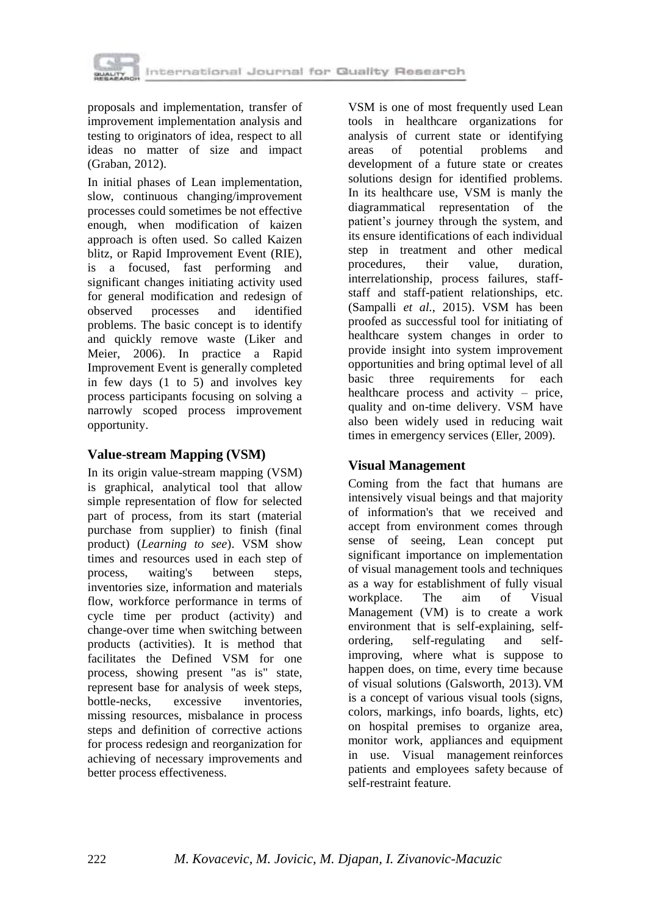proposals and implementation, transfer of improvement implementation analysis and testing to originators of idea, respect to all ideas no matter of size and impact (Graban, 2012).

In initial phases of Lean implementation, slow, continuous changing/improvement processes could sometimes be not effective enough, when modification of kaizen approach is often used. So called Kaizen blitz, or Rapid Improvement Event (RIE), is a focused, fast performing and significant changes initiating activity used for general modification and redesign of observed processes and identified problems. The basic concept is to identify and quickly remove waste (Liker and Meier, 2006). In practice a Rapid Improvement Event is generally completed in few days (1 to 5) and involves key process participants focusing on solving a narrowly scoped process improvement opportunity.

## Value-stream Mapping (VSM)

In its origin value-stream mapping (VSM) is graphical, analytical tool that allow simple representation of flow for selected part of process, from its start (material purchase from supplier) to finish (final product) (*Learning to see*). VSM show times and resources used in each step of process, waiting's between steps, inventories size, information and materials flow, workforce performance in terms of cycle time per product (activity) and change-over time when switching between products (activities). It is method that facilitates the Defined VSM for one process, showing present "as is" state, represent base for analysis of week steps, bottle-necks, excessive inventories, missing resources, misbalance in process steps and definition of corrective actions for process redesign and reorganization for achieving of necessary improvements and better process effectiveness.

VSM is one of most frequently used Lean tools in healthcare organizations for analysis of current state or identifying areas of potential problems and development of a future state or creates solutions design for identified problems. In its healthcare use, VSM is manly the diagrammatical representation of the patient's journey through the system, and its ensure identifications of each individual step in treatment and other medical procedures, their value, duration, interrelationship, process failures, staff-staff and staff-patient relationships, etc. (Sampalli *et al.*, 2015). VSM has been proofed as successful tool for initiating of healthcare system changes in order to provide insight into system improvement opportunities and bring optimal level of all basic three requirements for each healthcare process and activity – price, quality and on-time delivery. VSM have also been widely used in reducing wait times in emergency services (Eller, 2009).

## Visual Management

Coming from the fact that humans are intensively visual beings and that majority of information's that we received and accept from environment comes through sense of seeing, Lean concept put significant importance on implementation of visual management tools and techniques as a way for establishment of fully visual workplace. The aim of Visual Management (VM) is to create a work environment that is self-explaining, self-ordering, self-regulating and self-improving, where what is suppose to happen does, on time, every time because of visual solutions (Galsworth, 2013). VM is a concept of various visual tools (signs, colors, markings, info boards, lights, etc) on hospital premises to organize area, monitor work, appliances and equipment in use. Visual management reinforces patients and employees safety because of self-restraint feature.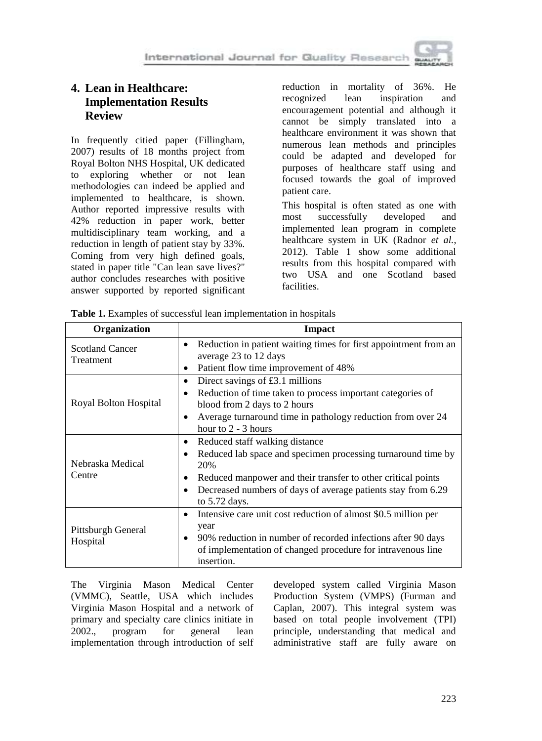## 4. Lean in Healthcare: Implementation Results Review

In frequently citied paper (Fillingham, 2007) results of 18 months project from Royal Bolton NHS Hospital, UK dedicated to exploring whether or not lean methodologies can indeed be applied and implemented to healthcare, is shown. Author reported impressive results with 42% reduction in paper work, better multidisciplinary team working, and a reduction in length of patient stay by 33%. Coming from very high defined goals, stated in paper title "Can lean save lives?" author concludes researches with positive answer supported by reported significant reduction in mortality of 36%. He recognized lean inspiration and encouragement potential and although it cannot be simply translated into a healthcare environment it was shown that numerous lean methods and principles could be adapted and developed for purposes of healthcare staff using and focused towards the goal of improved patient care.

This hospital is often stated as one with most successfully developed and implemented lean program in complete healthcare system in UK (Radnor *et al.*, 2012). Table 1 show some additional results from this hospital compared with two USA and one Scotland based facilities.

**Table 1.** Examples of successful lean implementation in hospitals

| Organization | Impact |
|---|---|
| Scotland Cancer Treatment | • Reduction in patient waiting times for first appointment from an average 23 to 12 days<br>• Patient flow time improvement of 48% |
| Royal Bolton Hospital | • Direct savings of £3.1 millions<br>• Reduction of time taken to process important categories of blood from 2 days to 2 hours<br>• Average turnaround time in pathology reduction from over 24 hour to 2 - 3 hours |
| Nebraska Medical Centre | • Reduced staff walking distance<br>• Reduced lab space and specimen processing turnaround time by 20%<br>• Reduced manpower and their transfer to other critical points<br>• Decreased numbers of days of average patients stay from 6.29 to 5.72 days. |
| Pittsburgh General Hospital | • Intensive care unit cost reduction of almost $0.5 million per year<br>• 90% reduction in number of recorded infections after 90 days of implementation of changed procedure for intravenous line insertion. |

The Virginia Mason Medical Center (VMMC), Seattle, USA which includes Virginia Mason Hospital and a network of primary and specialty care clinics initiate in 2002., program for general lean implementation through introduction of self developed system called Virginia Mason Production System (VMPS) (Furman and Caplan, 2007). This integral system was based on total people involvement (TPI) principle, understanding that medical and administrative staff are fully aware on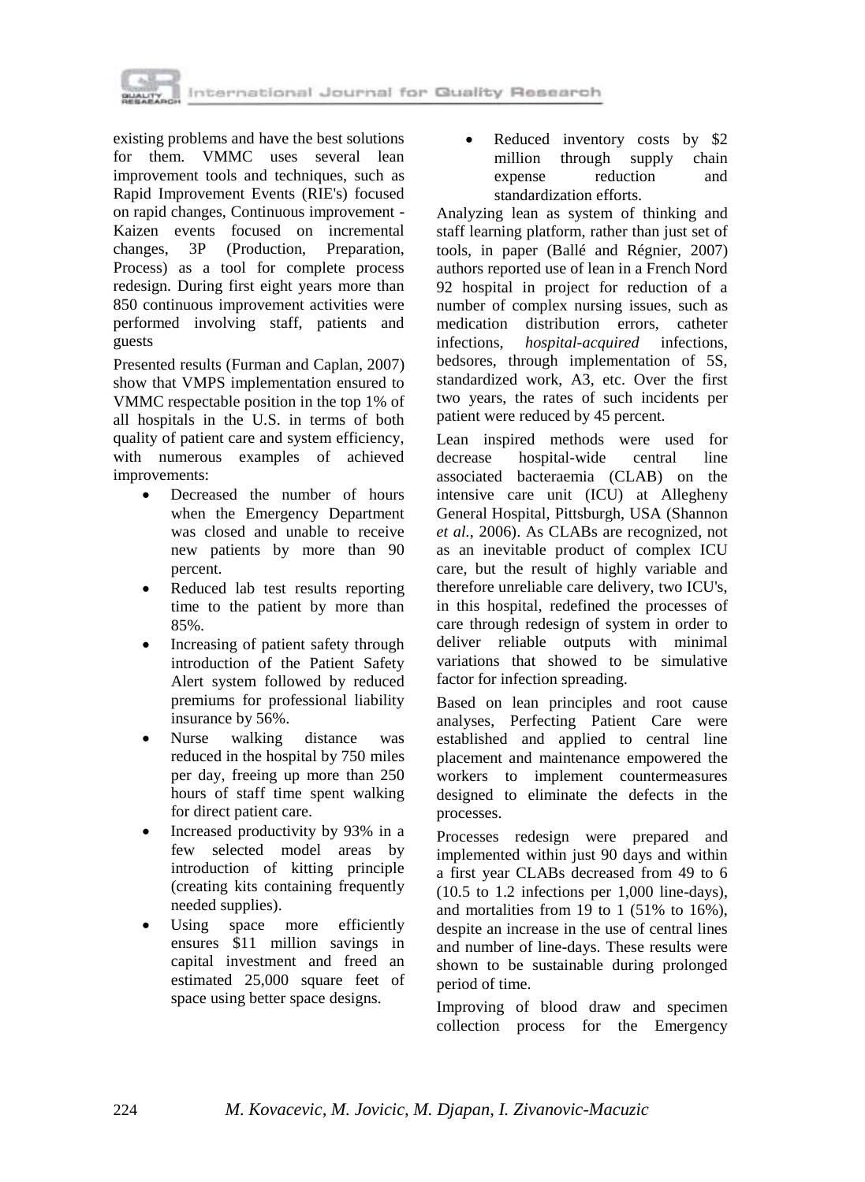existing problems and have the best solutions for them. VMMC uses several lean improvement tools and techniques, such as Rapid Improvement Events (RIE's) focused on rapid changes, Continuous improvement - Kaizen events focused on incremental changes, 3P (Production, Preparation, Process) as a tool for complete process redesign. During first eight years more than 850 continuous improvement activities were performed involving staff, patients and guests

Presented results (Furman and Caplan, 2007) show that VMPS implementation ensured to VMMC respectable position in the top 1% of all hospitals in the U.S. in terms of both quality of patient care and system efficiency, with numerous examples of achieved improvements:

- Decreased the number of hours when the Emergency Department was closed and unable to receive new patients by more than 90 percent.
- Reduced lab test results reporting time to the patient by more than 85%.
- Increasing of patient safety through introduction of the Patient Safety Alert system followed by reduced premiums for professional liability insurance by 56%.
- Nurse walking distance was reduced in the hospital by 750 miles per day, freeing up more than 250 hours of staff time spent walking for direct patient care.
- Increased productivity by 93% in a few selected model areas by introduction of kitting principle (creating kits containing frequently needed supplies).
- Using space more efficiently ensures $11 million savings in capital investment and freed an estimated 25,000 square feet of space using better space designs.
- Reduced inventory costs by $2 million through supply chain expense reduction and standardization efforts.

Analyzing lean as system of thinking and staff learning platform, rather than just set of tools, in paper (Ballé and Régnier, 2007) authors reported use of lean in a French Nord 92 hospital in project for reduction of a number of complex nursing issues, such as medication distribution errors, catheter infections, *hospital-acquired* infections, bedsores, through implementation of 5S, standardized work, A3, etc. Over the first two years, the rates of such incidents per patient were reduced by 45 percent.

Lean inspired methods were used for decrease hospital-wide central line associated bacteraemia (CLAB) on the intensive care unit (ICU) at Allegheny General Hospital, Pittsburgh, USA (Shannon *et al.*, 2006). As CLABs are recognized, not as an inevitable product of complex ICU care, but the result of highly variable and therefore unreliable care delivery, two ICU's, in this hospital, redefined the processes of care through redesign of system in order to deliver reliable outputs with minimal variations that showed to be simulative factor for infection spreading.

Based on lean principles and root cause analyses, Perfecting Patient Care were established and applied to central line placement and maintenance empowered the workers to implement countermeasures designed to eliminate the defects in the processes.

Processes redesign were prepared and implemented within just 90 days and within a first year CLABs decreased from 49 to 6 (10.5 to 1.2 infections per 1,000 line-days), and mortalities from 19 to 1 (51% to 16%), despite an increase in the use of central lines and number of line-days. These results were shown to be sustainable during prolonged period of time.

Improving of blood draw and specimen collection process for the Emergency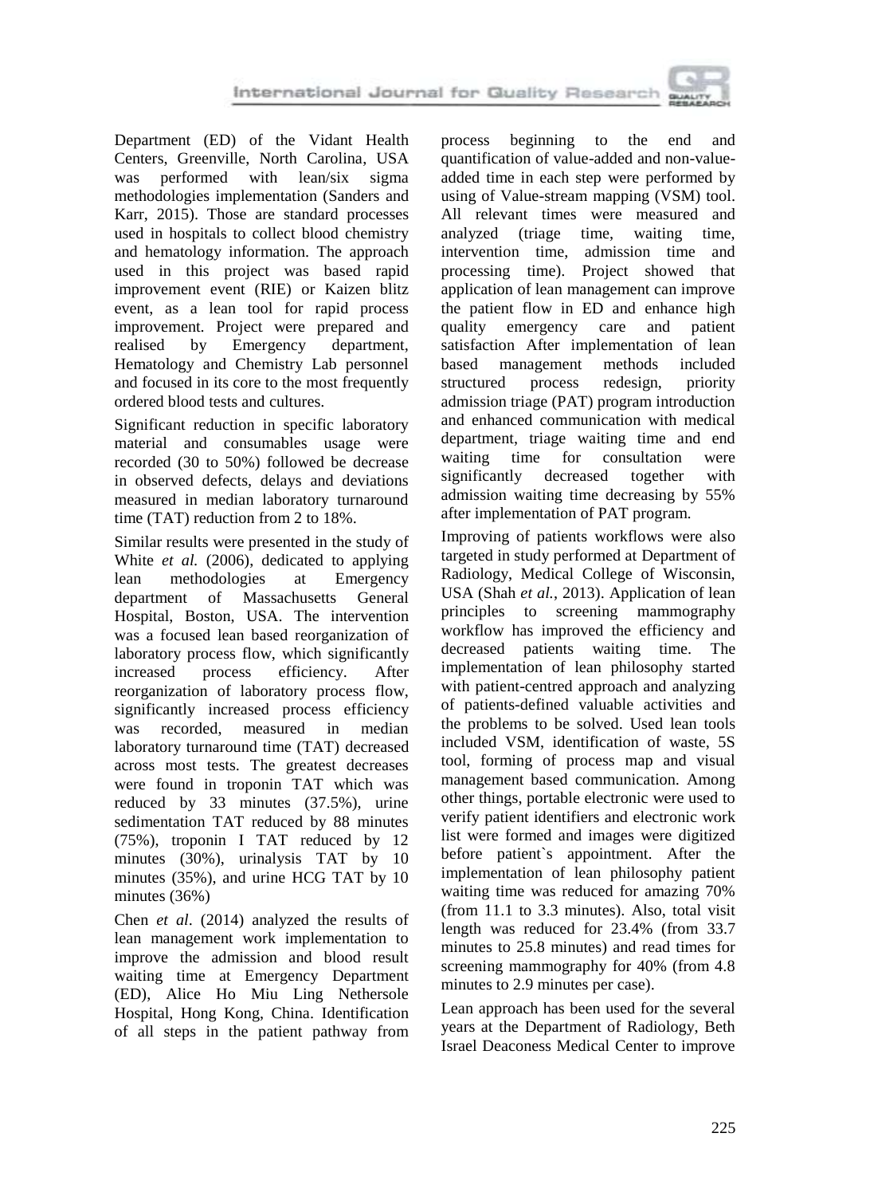Department (ED) of the Vidant Health Centers, Greenville, North Carolina, USA was performed with lean/six sigma methodologies implementation (Sanders and Karr, 2015). Those are standard processes used in hospitals to collect blood chemistry and hematology information. The approach used in this project was based rapid improvement event (RIE) or Kaizen blitz event, as a lean tool for rapid process improvement. Project were prepared and realised by Emergency department, Hematology and Chemistry Lab personnel and focused in its core to the most frequently ordered blood tests and cultures.

Significant reduction in specific laboratory material and consumables usage were recorded (30 to 50%) followed be decrease in observed defects, delays and deviations measured in median laboratory turnaround time (TAT) reduction from 2 to 18%.

Similar results were presented in the study of White *et al.* (2006), dedicated to applying lean methodologies at Emergency department of Massachusetts General Hospital, Boston, USA. The intervention was a focused lean based reorganization of laboratory process flow, which significantly increased process efficiency. After reorganization of laboratory process flow, significantly increased process efficiency was recorded, measured in median laboratory turnaround time (TAT) decreased across most tests. The greatest decreases were found in troponin TAT which was reduced by 33 minutes (37.5%), urine sedimentation TAT reduced by 88 minutes (75%), troponin I TAT reduced by 12 minutes (30%), urinalysis TAT by 10 minutes (35%), and urine HCG TAT by 10 minutes (36%)

Chen *et al*. (2014) analyzed the results of lean management work implementation to improve the admission and blood result waiting time at Emergency Department (ED), Alice Ho Miu Ling Nethersole Hospital, Hong Kong, China. Identification of all steps in the patient pathway from process beginning to the end and quantification of value-added and non-value-added time in each step were performed by using of Value-stream mapping (VSM) tool. All relevant times were measured and analyzed (triage time, waiting time, intervention time, admission time and processing time). Project showed that application of lean management can improve the patient flow in ED and enhance high quality emergency care and patient satisfaction After implementation of lean based management methods included structured process redesign, priority admission triage (PAT) program introduction and enhanced communication with medical department, triage waiting time and end waiting time for consultation were significantly decreased together with admission waiting time decreasing by 55% after implementation of PAT program.

Improving of patients workflows were also targeted in study performed at Department of Radiology, Medical College of Wisconsin, USA (Shah *et al.*, 2013). Application of lean principles to screening mammography workflow has improved the efficiency and decreased patients waiting time. The implementation of lean philosophy started with patient-centred approach and analyzing of patients-defined valuable activities and the problems to be solved. Used lean tools included VSM, identification of waste, 5S tool, forming of process map and visual management based communication. Among other things, portable electronic were used to verify patient identifiers and electronic work list were formed and images were digitized before patient`s appointment. After the implementation of lean philosophy patient waiting time was reduced for amazing 70% (from 11.1 to 3.3 minutes). Also, total visit length was reduced for 23.4% (from 33.7 minutes to 25.8 minutes) and read times for screening mammography for 40% (from 4.8 minutes to 2.9 minutes per case).

Lean approach has been used for the several years at the Department of Radiology, Beth Israel Deaconess Medical Center to improve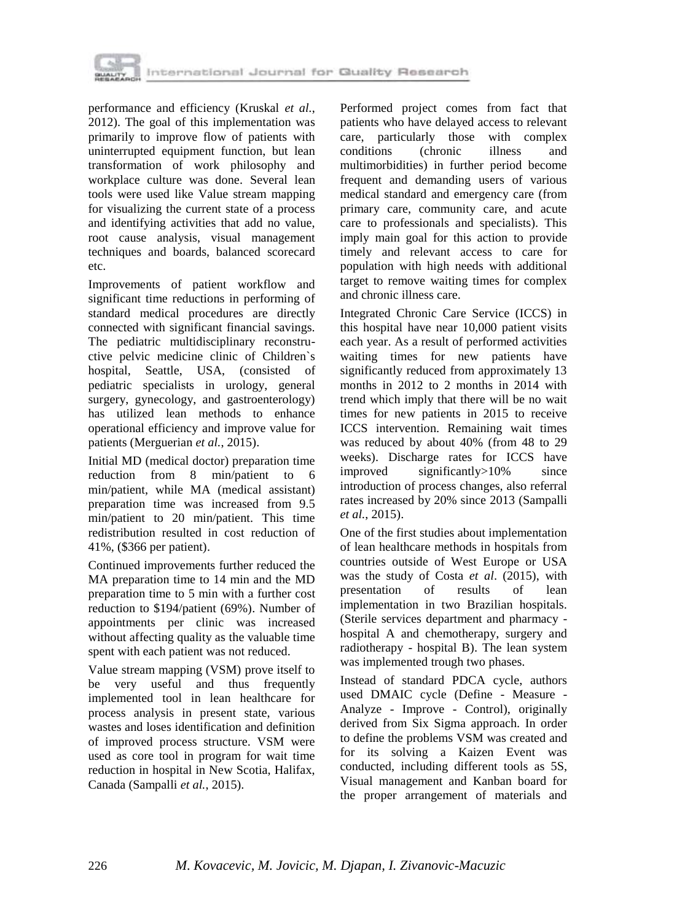performance and efficiency (Kruskal *et al.*, 2012). The goal of this implementation was primarily to improve flow of patients with uninterrupted equipment function, but lean transformation of work philosophy and workplace culture was done. Several lean tools were used like Value stream mapping for visualizing the current state of a process and identifying activities that add no value, root cause analysis, visual management techniques and boards, balanced scorecard etc.

Improvements of patient workflow and significant time reductions in performing of standard medical procedures are directly connected with significant financial savings. The pediatric multidisciplinary reconstructive pelvic medicine clinic of Children`s hospital, Seattle, USA, (consisted of pediatric specialists in urology, general surgery, gynecology, and gastroenterology) has utilized lean methods to enhance operational efficiency and improve value for patients (Merguerian *et al.*, 2015).

Initial MD (medical doctor) preparation time reduction from 8 min/patient to 6 min/patient, while MA (medical assistant) preparation time was increased from 9.5 min/patient to 20 min/patient. This time redistribution resulted in cost reduction of 41%, ($366 per patient).

Continued improvements further reduced the MA preparation time to 14 min and the MD preparation time to 5 min with a further cost reduction to $194/patient (69%). Number of appointments per clinic was increased without affecting quality as the valuable time spent with each patient was not reduced.

Value stream mapping (VSM) prove itself to be very useful and thus frequently implemented tool in lean healthcare for process analysis in present state, various wastes and loses identification and definition of improved process structure. VSM were used as core tool in program for wait time reduction in hospital in New Scotia, Halifax, Canada (Sampalli *et al.*, 2015).

Performed project comes from fact that patients who have delayed access to relevant care, particularly those with complex conditions (chronic illness and multimorbidities) in further period become frequent and demanding users of various medical standard and emergency care (from primary care, community care, and acute care to professionals and specialists). This imply main goal for this action to provide timely and relevant access to care for population with high needs with additional target to remove waiting times for complex and chronic illness care.

Integrated Chronic Care Service (ICCS) in this hospital have near 10,000 patient visits each year. As a result of performed activities waiting times for new patients have significantly reduced from approximately 13 months in 2012 to 2 months in 2014 with trend which imply that there will be no wait times for new patients in 2015 to receive ICCS intervention. Remaining wait times was reduced by about 40% (from 48 to 29 weeks). Discharge rates for ICCS have improved significantly>10% since introduction of process changes, also referral rates increased by 20% since 2013 (Sampalli *et al.*, 2015).

One of the first studies about implementation of lean healthcare methods in hospitals from countries outside of West Europe or USA was the study of Costa *et al*. (2015), with presentation of results of lean implementation in two Brazilian hospitals. (Sterile services department and pharmacy - hospital A and chemotherapy, surgery and radiotherapy - hospital B). The lean system was implemented trough two phases.

Instead of standard PDCA cycle, authors used DMAIC cycle (Define - Measure - Analyze - Improve - Control), originally derived from Six Sigma approach. In order to define the problems VSM was created and for its solving a Kaizen Event was conducted, including different tools as 5S, Visual management and Kanban board for the proper arrangement of materials and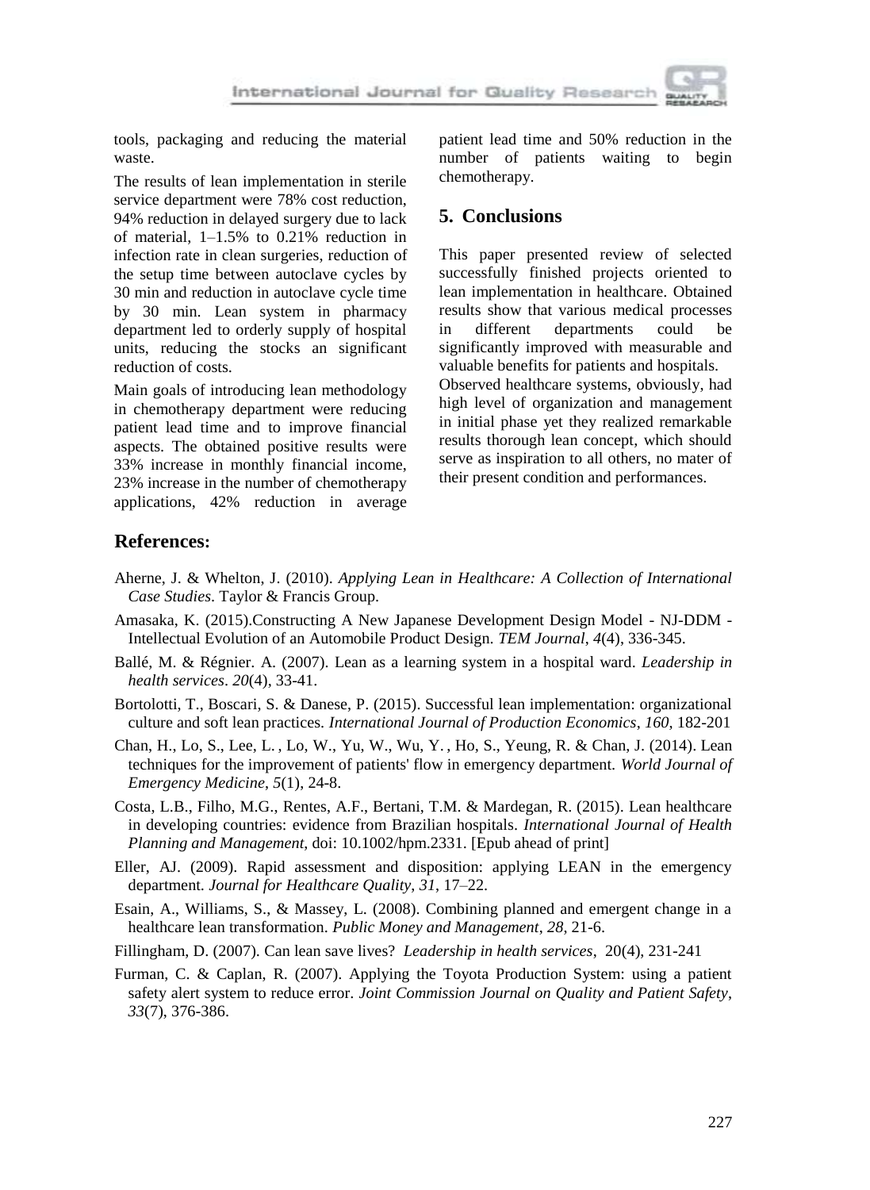tools, packaging and reducing the material waste.

The results of lean implementation in sterile service department were 78% cost reduction, 94% reduction in delayed surgery due to lack of material, 1–1.5% to 0.21% reduction in infection rate in clean surgeries, reduction of the setup time between autoclave cycles by 30 min and reduction in autoclave cycle time by 30 min. Lean system in pharmacy department led to orderly supply of hospital units, reducing the stocks an significant reduction of costs.

Main goals of introducing lean methodology in chemotherapy department were reducing patient lead time and to improve financial aspects. The obtained positive results were 33% increase in monthly financial income, 23% increase in the number of chemotherapy applications, 42% reduction in average patient lead time and 50% reduction in the number of patients waiting to begin chemotherapy.

## 5. Conclusions

This paper presented review of selected successfully finished projects oriented to lean implementation in healthcare. Obtained results show that various medical processes in different departments could be significantly improved with measurable and valuable benefits for patients and hospitals. Observed healthcare systems, obviously, had high level of organization and management in initial phase yet they realized remarkable results thorough lean concept, which should serve as inspiration to all others, no mater of their present condition and performances.

## References:

Aherne, J. & Whelton, J. (2010). *Applying Lean in Healthcare: A Collection of International Case Studies*. Taylor & Francis Group.

Amasaka, K. (2015).Constructing A New Japanese Development Design Model - NJ-DDM - Intellectual Evolution of an Automobile Product Design. *TEM Journal*, *4*(4), 336-345.

Ballé, M. & Régnier. A. (2007). Lean as a learning system in a hospital ward. *Leadership in health services*. *20*(4), 33-41.

Bortolotti, T., Boscari, S. & Danese, P. (2015). Successful lean implementation: organizational culture and soft lean practices. *International Journal of Production Economics*, *160*, 182-201

Chan, H., Lo, S., Lee, L. , Lo, W., Yu, W., Wu, Y. , Ho, S., Yeung, R. & Chan, J. (2014). Lean techniques for the improvement of patients' flow in emergency department. *World Journal of Emergency Medicine*, *5*(1), 24-8.

Costa, L.B., Filho, M.G., Rentes, A.F., Bertani, T.M. & Mardegan, R. (2015). Lean healthcare in developing countries: evidence from Brazilian hospitals. *International Journal of Health Planning and Management*, doi: 10.1002/hpm.2331. [Epub ahead of print]

Eller, AJ. (2009). Rapid assessment and disposition: applying LEAN in the emergency department. *Journal for Healthcare Quality*, *31*, 17–22.

Esain, A., Williams, S., & Massey, L. (2008). Combining planned and emergent change in a healthcare lean transformation. *Public Money and Management*, *28*, 21-6.

Fillingham, D. (2007). Can lean save lives? *Leadership in health services*, 20(4), 231-241

Furman, C. & Caplan, R. (2007). Applying the Toyota Production System: using a patient safety alert system to reduce error. *Joint Commission Journal on Quality and Patient Safety*, *33*(7), 376-386.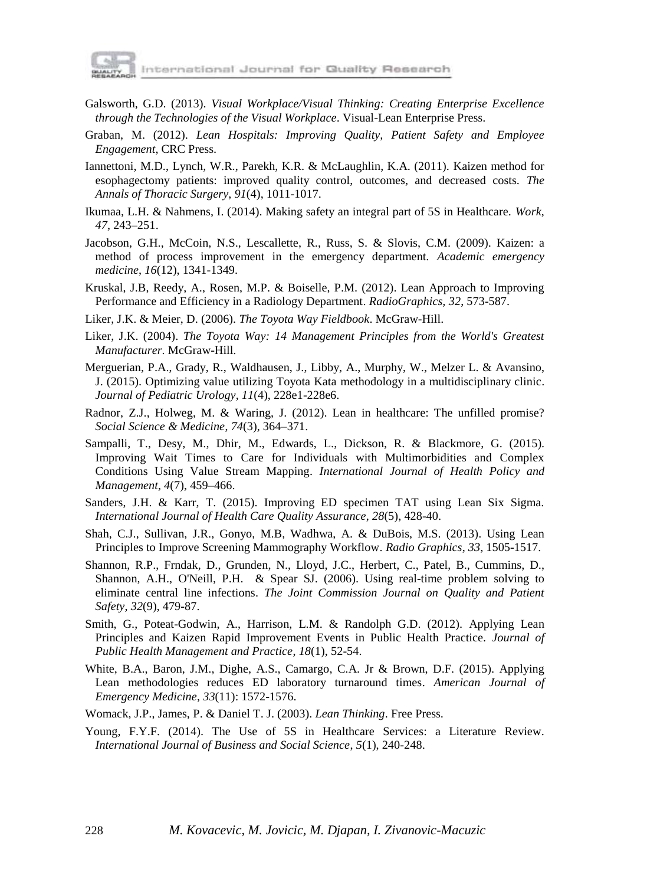Galsworth, G.D. (2013). *Visual Workplace/Visual Thinking: Creating Enterprise Excellence through the Technologies of the Visual Workplace*. Visual-Lean Enterprise Press.

Graban, M. (2012). *Lean Hospitals: Improving Quality, Patient Safety and Employee Engagement*, CRC Press.

Iannettoni, M.D., Lynch, W.R., Parekh, K.R. & McLaughlin, K.A. (2011). Kaizen method for esophagectomy patients: improved quality control, outcomes, and decreased costs. *The Annals of Thoracic Surgery*, *91*(4), 1011-1017.

Ikumaa, L.H. & Nahmens, I. (2014). Making safety an integral part of 5S in Healthcare. *Work*, *47*, 243–251.

Jacobson, G.H., McCoin, N.S., Lescallette, R., Russ, S. & Slovis, C.M. (2009). Kaizen: a method of process improvement in the emergency department. *Academic emergency medicine*, *16*(12), 1341-1349.

Kruskal, J.B, Reedy, A., Rosen, M.P. & Boiselle, P.M. (2012). Lean Approach to Improving Performance and Efficiency in a Radiology Department. *RadioGraphics*, *32*, 573-587.

Liker, J.K. & Meier, D. (2006). *The Toyota Way Fieldbook*. McGraw-Hill.

Liker, J.K. (2004). *The Toyota Way: 14 Management Principles from the World's Greatest Manufacturer*. McGraw-Hill.

Merguerian, P.A., Grady, R., Waldhausen, J., Libby, A., Murphy, W., Melzer L. & Avansino, J. (2015). Optimizing value utilizing Toyota Kata methodology in a multidisciplinary clinic. *Journal of Pediatric Urology*, *11*(4), 228e1-228e6.

Radnor, Z.J., Holweg, M. & Waring, J. (2012). Lean in healthcare: The unfilled promise? *Social Science & Medicine*, *74*(3), 364–371.

Sampalli, T., Desy, M., Dhir, M., Edwards, L., Dickson, R. & Blackmore, G. (2015). Improving Wait Times to Care for Individuals with Multimorbidities and Complex Conditions Using Value Stream Mapping. *International Journal of Health Policy and Management*, *4*(7), 459–466.

Sanders, J.H. & Karr, T. (2015). Improving ED specimen TAT using Lean Six Sigma. *International Journal of Health Care Quality Assurance*, *28*(5), 428-40.

Shah, C.J., Sullivan, J.R., Gonyo, M.B, Wadhwa, A. & DuBois, M.S. (2013). Using Lean Principles to Improve Screening Mammography Workflow. *Radio Graphics*, *33*, 1505-1517.

Shannon, R.P., Frndak, D., Grunden, N., Lloyd, J.C., Herbert, C., Patel, B., Cummins, D., Shannon, A.H., O'Neill, P.H. & Spear SJ. (2006). Using real-time problem solving to eliminate central line infections. *The Joint Commission Journal on Quality and Patient Safety*, *32*(9), 479-87.

Smith, G., Poteat-Godwin, A., Harrison, L.M. & Randolph G.D. (2012). Applying Lean Principles and Kaizen Rapid Improvement Events in Public Health Practice. *Journal of Public Health Management and Practice*, *18*(1), 52-54.

White, B.A., Baron, J.M., Dighe, A.S., Camargo, C.A. Jr & Brown, D.F. (2015). Applying Lean methodologies reduces ED laboratory turnaround times. *American Journal of Emergency Medicine*, *33*(11): 1572-1576.

Womack, J.P., James, P. & Daniel T. J. (2003). *Lean Thinking*. Free Press.

Young, F.Y.F. (2014). The Use of 5S in Healthcare Services: a Literature Review. *International Journal of Business and Social Science*, *5*(1), 240-248.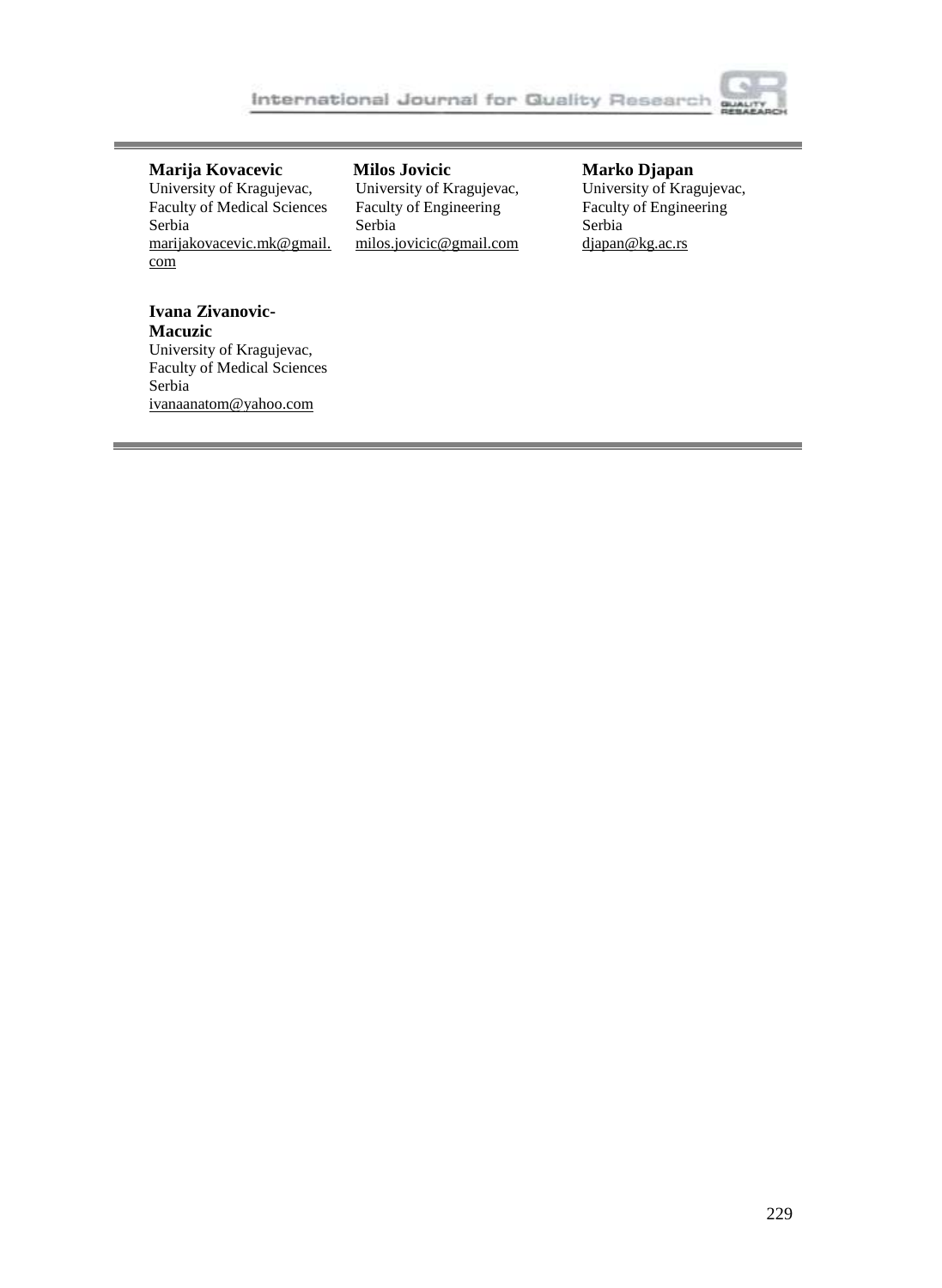**Marija Kovacevic**
University of Kragujevac,
Faculty of Medical Sciences
Serbia
marijakovacevic.mk@gmail.com

**Milos Jovicic**
University of Kragujevac,
Faculty of Engineering
Serbia
milos.jovicic@gmail.com

**Marko Djapan**
University of Kragujevac,
Faculty of Engineering
Serbia
djapan@kg.ac.rs

**Ivana Zivanovic-Macuzic**
University of Kragujevac,
Faculty of Medical Sciences
Serbia
ivanaanatom@yahoo.com